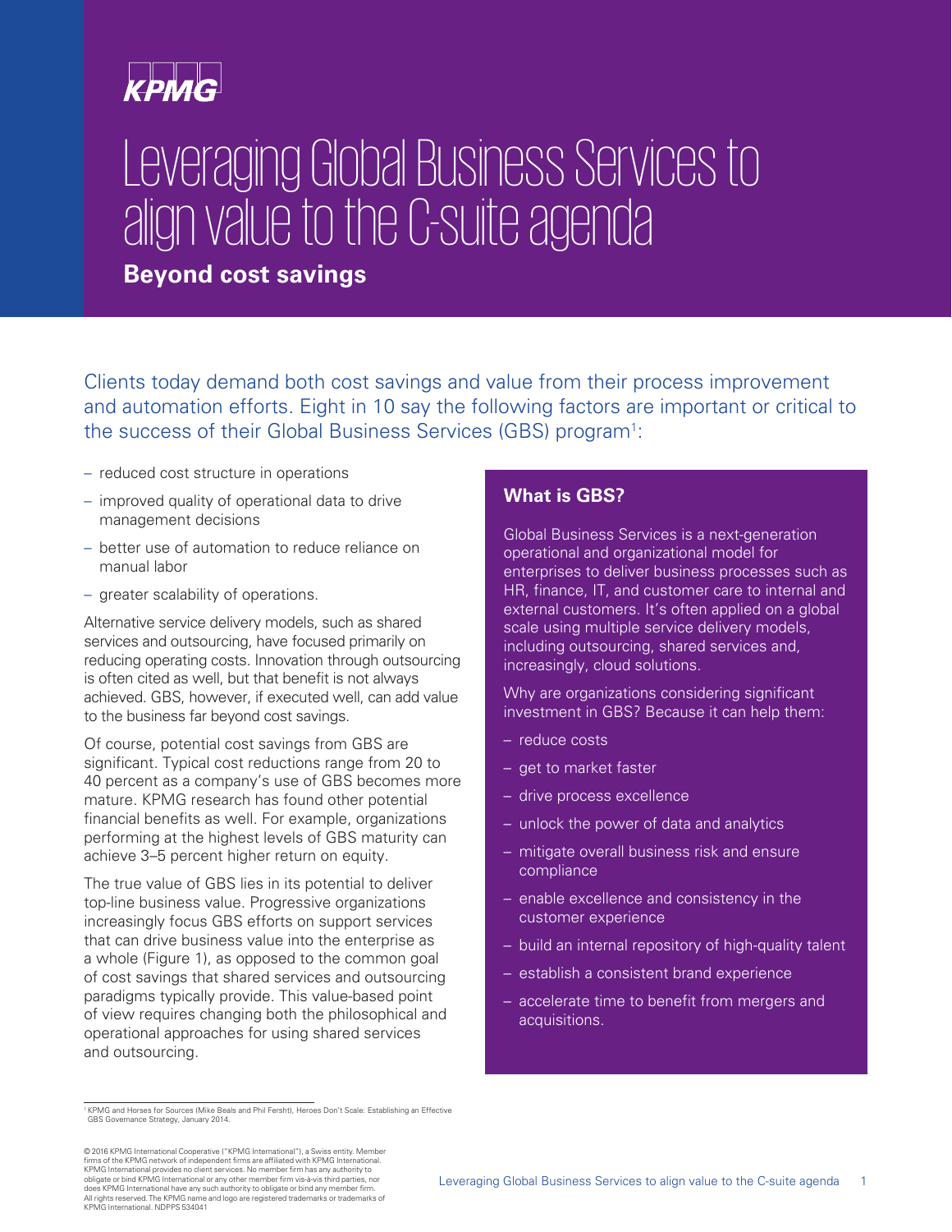KPMG

# Leveraging Global Business Services to align value to the C-suite agenda

## Beyond cost savings

Clients today demand both cost savings and value from their process improvement and automation efforts. Eight in 10 say the following factors are important or critical to the success of their Global Business Services (GBS) program[1]:

- reduced cost structure in operations
- improved quality of operational data to drive management decisions
- better use of automation to reduce reliance on manual labor
- greater scalability of operations.

Alternative service delivery models, such as shared services and outsourcing, have focused primarily on reducing operating costs. Innovation through outsourcing is often cited as well, but that benefit is not always achieved. GBS, however, if executed well, can add value to the business far beyond cost savings.

Of course, potential cost savings from GBS are significant. Typical cost reductions range from 20 to 40 percent as a company's use of GBS becomes more mature. KPMG research has found other potential financial benefits as well. For example, organizations performing at the highest levels of GBS maturity can achieve 3–5 percent higher return on equity.

The true value of GBS lies in its potential to deliver top-line business value. Progressive organizations increasingly focus GBS efforts on support services that can drive business value into the enterprise as a whole (Figure 1), as opposed to the common goal of cost savings that shared services and outsourcing paradigms typically provide. This value-based point of view requires changing both the philosophical and operational approaches for using shared services and outsourcing.

### What is GBS?

Global Business Services is a next-generation operational and organizational model for enterprises to deliver business processes such as HR, finance, IT, and customer care to internal and external customers. It's often applied on a global scale using multiple service delivery models, including outsourcing, shared services and, increasingly, cloud solutions.

Why are organizations considering significant investment in GBS? Because it can help them:

- reduce costs
- get to market faster
- drive process excellence
- unlock the power of data and analytics
- mitigate overall business risk and ensure compliance
- enable excellence and consistency in the customer experience
- build an internal repository of high-quality talent
- establish a consistent brand experience
- accelerate time to benefit from mergers and acquisitions.

[1] KPMG and Horses for Sources (Mike Beals and Phil Fersht), Heroes Don't Scale: Establishing an Effective GBS Governance Strategy, January 2014.

© 2016 KPMG International Cooperative ("KPMG International"), a Swiss entity. Member firms of the KPMG network of independent firms are affiliated with KPMG International. KPMG International provides no client services. No member firm has any authority to obligate or bind KPMG International or any other member firm vis-à-vis third parties, nor does KPMG International have any such authority to obligate or bind any member firm. All rights reserved. The KPMG name and logo are registered trademarks or trademarks of KPMG International. NDPPS 534041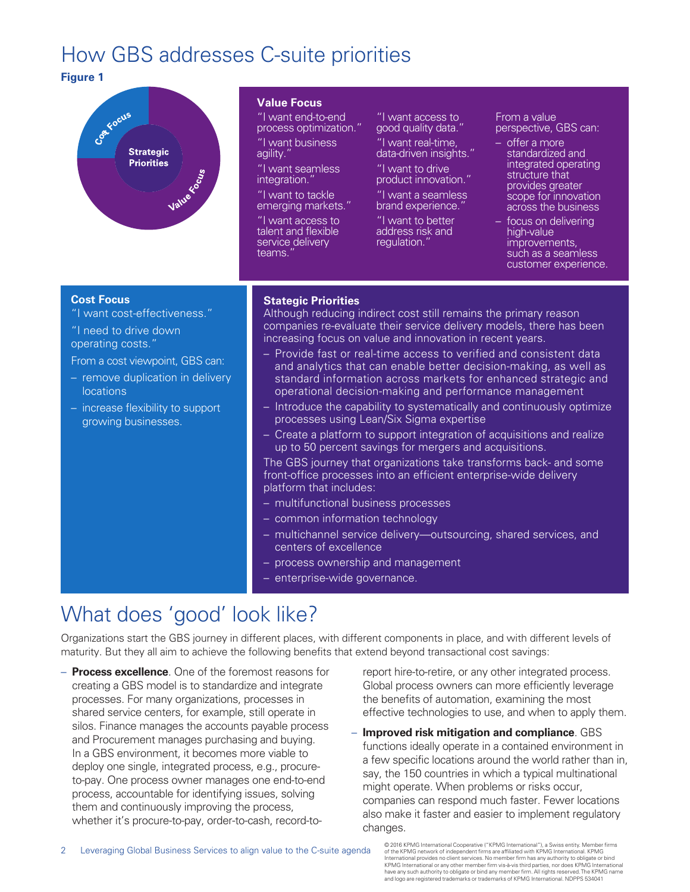# How GBS addresses C-suite priorities

**Figure 1**

Cost Focus

Strategic Priorities

Value Focus

### Value Focus

"I want end-to-end process optimization."

"I want business agility."

"I want seamless integration."

"I want to tackle emerging markets."

"I want access to talent and flexible service delivery teams."

"I want access to good quality data."

"I want real-time, data-driven insights."

"I want to drive product innovation."

"I want a seamless brand experience."

"I want to better address risk and regulation."

From a value perspective, GBS can:

- offer a more standardized and integrated operating structure that provides greater scope for innovation across the business
- focus on delivering high-value improvements, such as a seamless customer experience.

### Cost Focus

"I want cost-effectiveness."

"I need to drive down operating costs."

From a cost viewpoint, GBS can:

- remove duplication in delivery locations
- increase flexibility to support growing businesses.

### Stategic Priorities

Although reducing indirect cost still remains the primary reason companies re-evaluate their service delivery models, there has been increasing focus on value and innovation in recent years.

- Provide fast or real-time access to verified and consistent data and analytics that can enable better decision-making, as well as standard information across markets for enhanced strategic and operational decision-making and performance management
- Introduce the capability to systematically and continuously optimize processes using Lean/Six Sigma expertise
- Create a platform to support integration of acquisitions and realize up to 50 percent savings for mergers and acquisitions.

The GBS journey that organizations take transforms back- and some front-office processes into an efficient enterprise-wide delivery platform that includes:

- multifunctional business processes
- common information technology
- multichannel service delivery—outsourcing, shared services, and centers of excellence
- process ownership and management
- enterprise-wide governance.

# What does 'good' look like?

Organizations start the GBS journey in different places, with different components in place, and with different levels of maturity. But they all aim to achieve the following benefits that extend beyond transactional cost savings:

- **Process excellence**. One of the foremost reasons for creating a GBS model is to standardize and integrate processes. For many organizations, processes in shared service centers, for example, still operate in silos. Finance manages the accounts payable process and Procurement manages purchasing and buying. In a GBS environment, it becomes more viable to deploy one single, integrated process, e.g., procure-to-pay. One process owner manages one end-to-end process, accountable for identifying issues, solving them and continuously improving the process, whether it's procure-to-pay, order-to-cash, record-to-report hire-to-retire, or any other integrated process. Global process owners can more efficiently leverage the benefits of automation, examining the most effective technologies to use, and when to apply them.
- **Improved risk mitigation and compliance**. GBS functions ideally operate in a contained environment in a few specific locations around the world rather than in, say, the 150 countries in which a typical multinational might operate. When problems or risks occur, companies can respond much faster. Fewer locations also make it faster and easier to implement regulatory changes.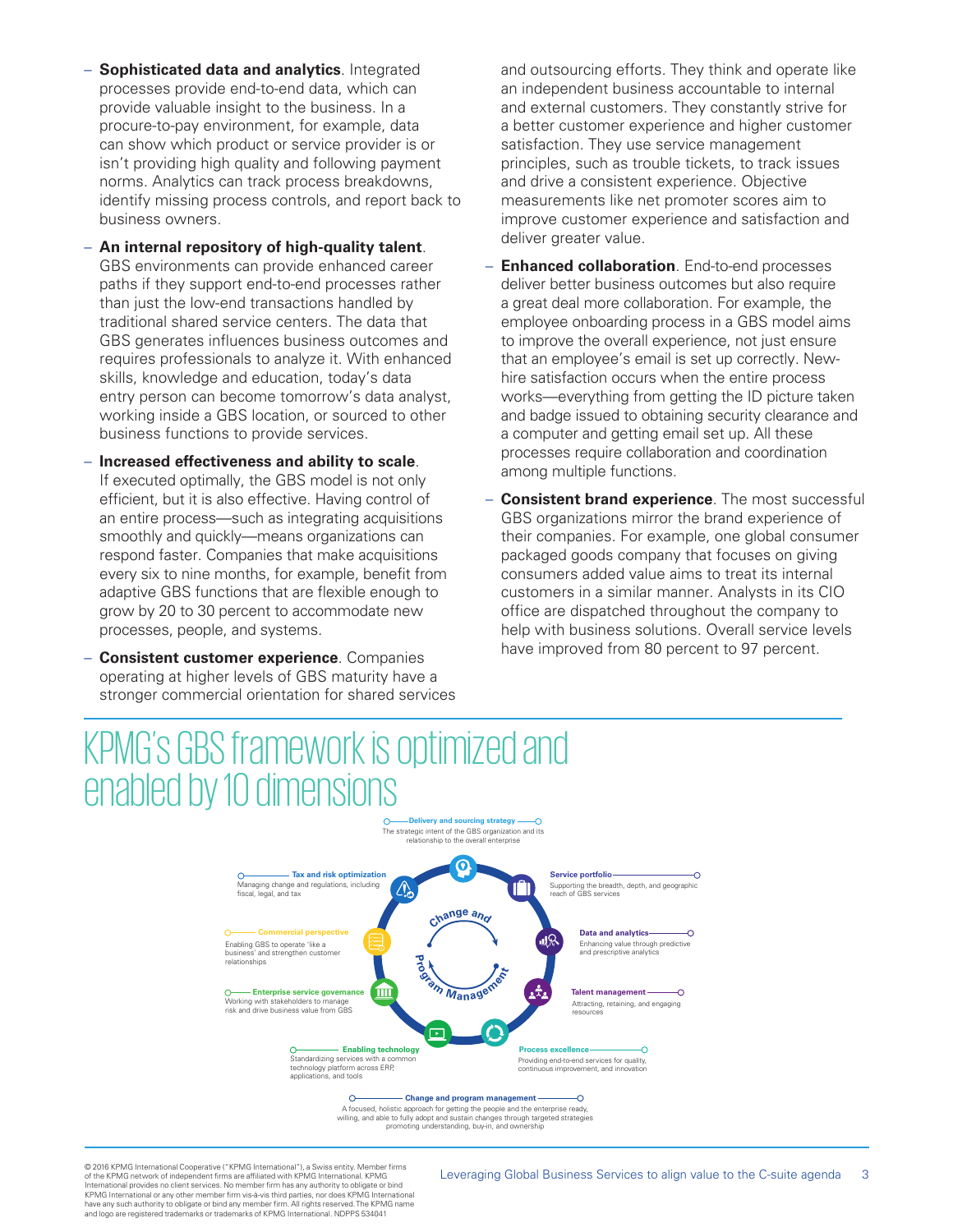- **Sophisticated data and analytics**. Integrated processes provide end-to-end data, which can provide valuable insight to the business. In a procure-to-pay environment, for example, data can show which product or service provider is or isn't providing high quality and following payment norms. Analytics can track process breakdowns, identify missing process controls, and report back to business owners.
- **An internal repository of high-quality talent**. GBS environments can provide enhanced career paths if they support end-to-end processes rather than just the low-end transactions handled by traditional shared service centers. The data that GBS generates influences business outcomes and requires professionals to analyze it. With enhanced skills, knowledge and education, today's data entry person can become tomorrow's data analyst, working inside a GBS location, or sourced to other business functions to provide services.
- **Increased effectiveness and ability to scale**. If executed optimally, the GBS model is not only efficient, but it is also effective. Having control of an entire process—such as integrating acquisitions smoothly and quickly—means organizations can respond faster. Companies that make acquisitions every six to nine months, for example, benefit from adaptive GBS functions that are flexible enough to grow by 20 to 30 percent to accommodate new processes, people, and systems.
- **Consistent customer experience**. Companies operating at higher levels of GBS maturity have a stronger commercial orientation for shared services and outsourcing efforts. They think and operate like an independent business accountable to internal and external customers. They constantly strive for a better customer experience and higher customer satisfaction. They use service management principles, such as trouble tickets, to track issues and drive a consistent experience. Objective measurements like net promoter scores aim to improve customer experience and satisfaction and deliver greater value.
- **Enhanced collaboration**. End-to-end processes deliver better business outcomes but also require a great deal more collaboration. For example, the employee onboarding process in a GBS model aims to improve the overall experience, not just ensure that an employee's email is set up correctly. New-hire satisfaction occurs when the entire process works—everything from getting the ID picture taken and badge issued to obtaining security clearance and a computer and getting email set up. All these processes require collaboration and coordination among multiple functions.
- **Consistent brand experience**. The most successful GBS organizations mirror the brand experience of their companies. For example, one global consumer packaged goods company that focuses on giving consumers added value aims to treat its internal customers in a similar manner. Analysts in its CIO office are dispatched throughout the company to help with business solutions. Overall service levels have improved from 80 percent to 97 percent.

# KPMG's GBS framework is optimized and enabled by 10 dimensions

**Delivery and sourcing strategy** — The strategic intent of the GBS organization and its relationship to the overall enterprise

**Service portfolio** — Supporting the breadth, depth, and geographic reach of GBS services

**Data and analytics** — Enhancing value through predictive and prescriptive analytics

**Talent management** — Attracting, retaining, and engaging resources

**Process excellence** — Providing end-to-end services for quality, continuous improvement, and innovation

**Enabling technology** — Standardizing services with a common technology platform across ERP, applications, and tools

**Enterprise service governance** — Working with stakeholders to manage risk and drive business value from GBS

**Commercial perspective** — Enabling GBS to operate 'like a business' and strengthen customer relationships

**Tax and risk optimization** — Managing change and regulations, including fiscal, legal, and tax

Change and Program Management

**Change and program management** — A focused, holistic approach for getting the people and the enterprise ready, willing, and able to fully adopt and sustain changes through targeted strategies promoting understanding, buy-in, and ownership

© 2016 KPMG International Cooperative ("KPMG International"), a Swiss entity. Member firms of the KPMG network of independent firms are affiliated with KPMG International. KPMG International provides no client services. No member firm has any authority to obligate or bind KPMG International or any other member firm vis-à-vis third parties, nor does KPMG International have any such authority to obligate or bind any member firm. All rights reserved. The KPMG name and logo are registered trademarks or trademarks of KPMG International. NDPPS 534041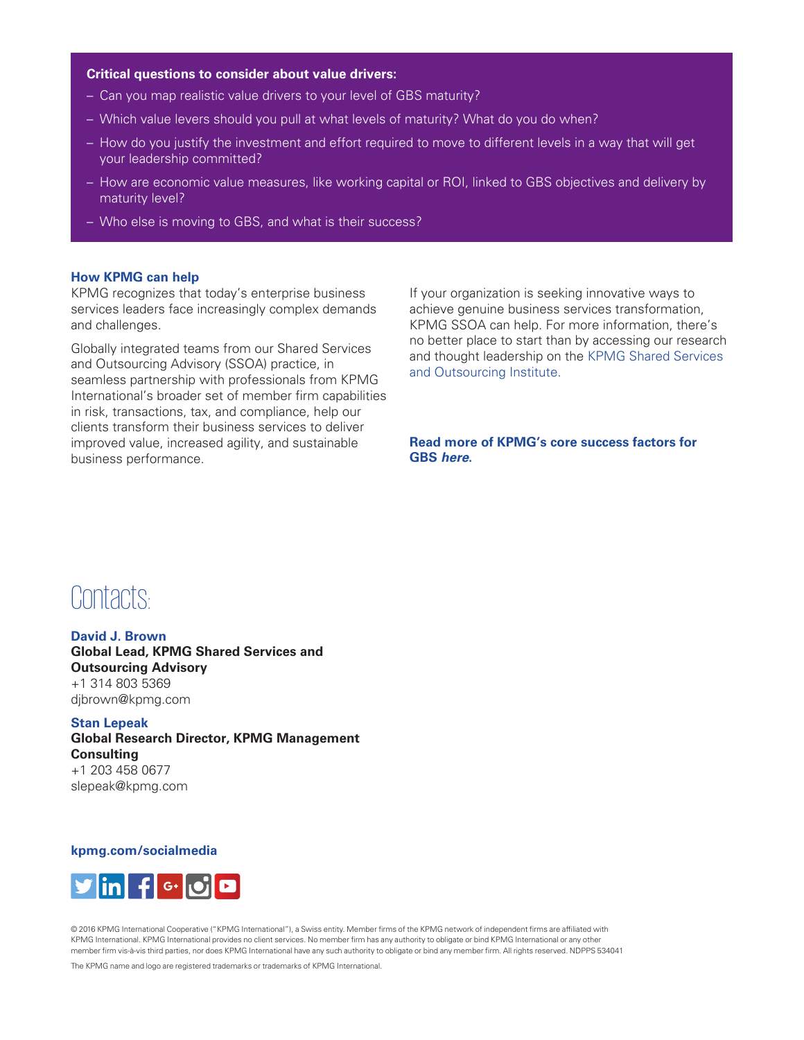**Critical questions to consider about value drivers:**

- Can you map realistic value drivers to your level of GBS maturity?
- Which value levers should you pull at what levels of maturity? What do you do when?
- How do you justify the investment and effort required to move to different levels in a way that will get your leadership committed?
- How are economic value measures, like working capital or ROI, linked to GBS objectives and delivery by maturity level?
- Who else is moving to GBS, and what is their success?

### How KPMG can help

KPMG recognizes that today's enterprise business services leaders face increasingly complex demands and challenges.

Globally integrated teams from our Shared Services and Outsourcing Advisory (SSOA) practice, in seamless partnership with professionals from KPMG International's broader set of member firm capabilities in risk, transactions, tax, and compliance, help our clients transform their business services to deliver improved value, increased agility, and sustainable business performance.

If your organization is seeking innovative ways to achieve genuine business services transformation, KPMG SSOA can help. For more information, there's no better place to start than by accessing our research and thought leadership on the KPMG Shared Services and Outsourcing Institute.

**Read more of KPMG's core success factors for GBS *here*.**

## Contacts:

**David J. Brown**
**Global Lead, KPMG Shared Services and Outsourcing Advisory**
+1 314 803 5369
djbrown@kpmg.com

**Stan Lepeak**
**Global Research Director, KPMG Management Consulting**
+1 203 458 0677
slepeak@kpmg.com

**kpmg.com/socialmedia**

© 2016 KPMG International Cooperative ("KPMG International"), a Swiss entity. Member firms of the KPMG network of independent firms are affiliated with KPMG International. KPMG International provides no client services. No member firm has any authority to obligate or bind KPMG International or any other member firm vis-à-vis third parties, nor does KPMG International have any such authority to obligate or bind any member firm. All rights reserved. NDPPS 534041

The KPMG name and logo are registered trademarks or trademarks of KPMG International.